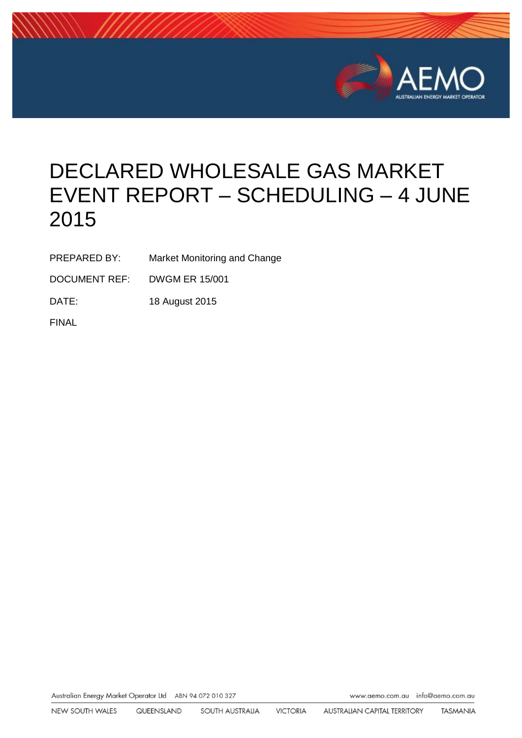# DECLARED WHOLESALE GAS MARKET EVENT REPORT – SCHEDULING – 4 JUNE 2015

PREPARED BY: Market Monitoring and Change

DOCUMENT REF: DWGM ER 15/001

DATE: 18 August 2015

FINAL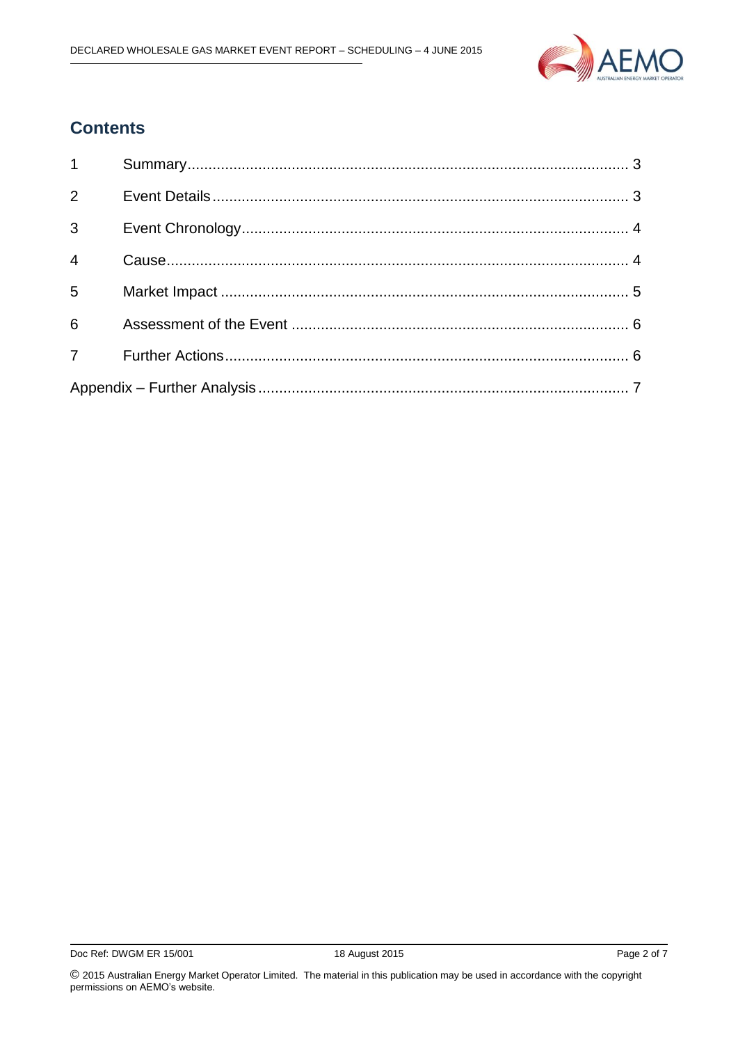## Contents

| | | |
|---|---|---|
| 1 | Summary | 3 |
| 2 | Event Details | 3 |
| 3 | Event Chronology | 4 |
| 4 | Cause | 4 |
| 5 | Market Impact | 5 |
| 6 | Assessment of the Event | 6 |
| 7 | Further Actions | 6 |
| Appendix – Further Analysis | | 7 |

© 2015 Australian Energy Market Operator Limited. The material in this publication may be used in accordance with the copyright permissions on AEMO's website.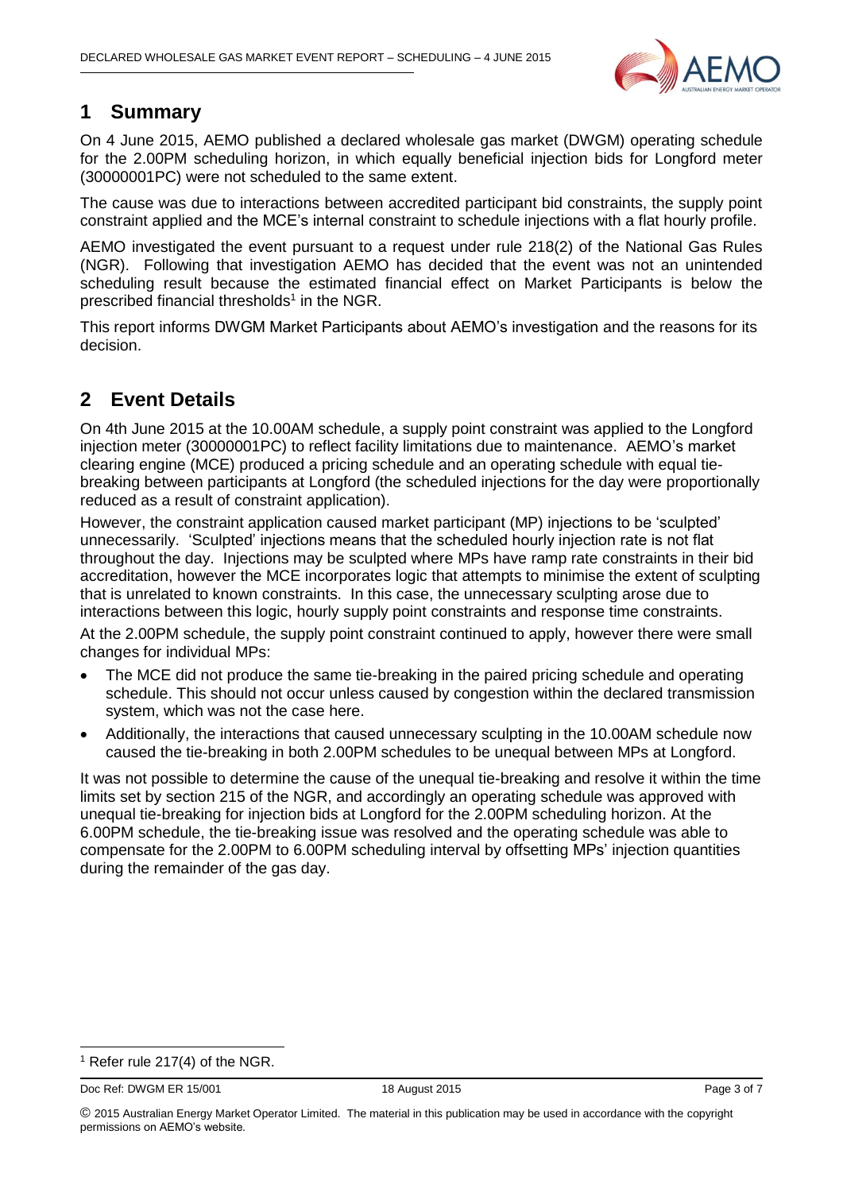# 1 Summary

On 4 June 2015, AEMO published a declared wholesale gas market (DWGM) operating schedule for the 2.00PM scheduling horizon, in which equally beneficial injection bids for Longford meter (30000001PC) were not scheduled to the same extent.

The cause was due to interactions between accredited participant bid constraints, the supply point constraint applied and the MCE's internal constraint to schedule injections with a flat hourly profile.

AEMO investigated the event pursuant to a request under rule 218(2) of the National Gas Rules (NGR). Following that investigation AEMO has decided that the event was not an unintended scheduling result because the estimated financial effect on Market Participants is below the prescribed financial thresholds[1] in the NGR.

This report informs DWGM Market Participants about AEMO's investigation and the reasons for its decision.

# 2 Event Details

On 4th June 2015 at the 10.00AM schedule, a supply point constraint was applied to the Longford injection meter (30000001PC) to reflect facility limitations due to maintenance. AEMO's market clearing engine (MCE) produced a pricing schedule and an operating schedule with equal tie-breaking between participants at Longford (the scheduled injections for the day were proportionally reduced as a result of constraint application).

However, the constraint application caused market participant (MP) injections to be 'sculpted' unnecessarily. 'Sculpted' injections means that the scheduled hourly injection rate is not flat throughout the day. Injections may be sculpted where MPs have ramp rate constraints in their bid accreditation, however the MCE incorporates logic that attempts to minimise the extent of sculpting that is unrelated to known constraints. In this case, the unnecessary sculpting arose due to interactions between this logic, hourly supply point constraints and response time constraints.

At the 2.00PM schedule, the supply point constraint continued to apply, however there were small changes for individual MPs:

- The MCE did not produce the same tie-breaking in the paired pricing schedule and operating schedule. This should not occur unless caused by congestion within the declared transmission system, which was not the case here.
- Additionally, the interactions that caused unnecessary sculpting in the 10.00AM schedule now caused the tie-breaking in both 2.00PM schedules to be unequal between MPs at Longford.

It was not possible to determine the cause of the unequal tie-breaking and resolve it within the time limits set by section 215 of the NGR, and accordingly an operating schedule was approved with unequal tie-breaking for injection bids at Longford for the 2.00PM scheduling horizon. At the 6.00PM schedule, the tie-breaking issue was resolved and the operating schedule was able to compensate for the 2.00PM to 6.00PM scheduling interval by offsetting MPs' injection quantities during the remainder of the gas day.

[1] Refer rule 217(4) of the NGR.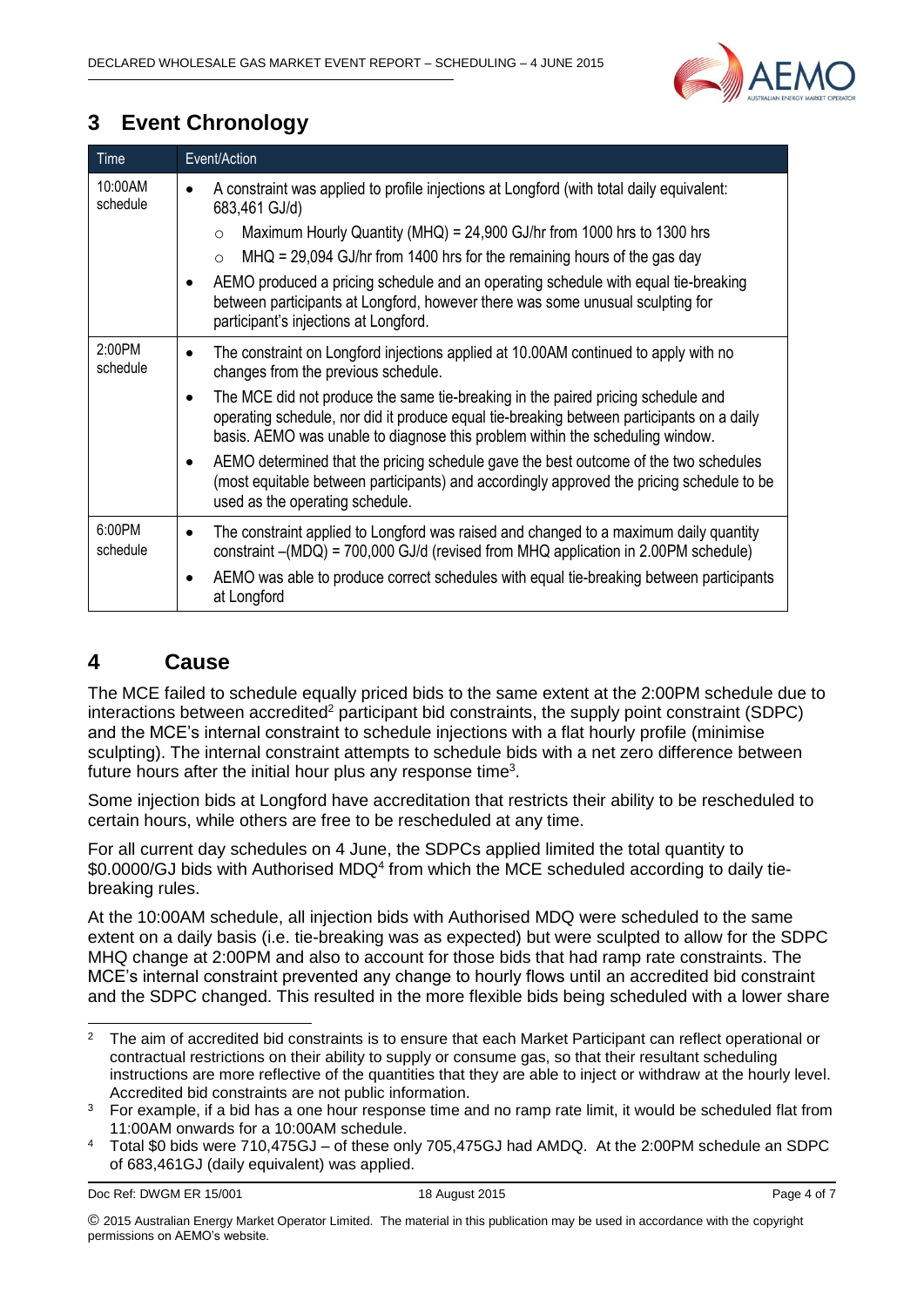## 3 Event Chronology

| Time | Event/Action |
|---|---|
| 10:00AM schedule | • A constraint was applied to profile injections at Longford (with total daily equivalent: 683,461 GJ/d)<br>  ○ Maximum Hourly Quantity (MHQ) = 24,900 GJ/hr from 1000 hrs to 1300 hrs<br>  ○ MHQ = 29,094 GJ/hr from 1400 hrs for the remaining hours of the gas day<br>• AEMO produced a pricing schedule and an operating schedule with equal tie-breaking between participants at Longford, however there was some unusual sculpting for participant's injections at Longford. |
| 2:00PM schedule | • The constraint on Longford injections applied at 10.00AM continued to apply with no changes from the previous schedule.<br>• The MCE did not produce the same tie-breaking in the paired pricing schedule and operating schedule, nor did it produce equal tie-breaking between participants on a daily basis. AEMO was unable to diagnose this problem within the scheduling window.<br>• AEMO determined that the pricing schedule gave the best outcome of the two schedules (most equitable between participants) and accordingly approved the pricing schedule to be used as the operating schedule. |
| 6:00PM schedule | • The constraint applied to Longford was raised and changed to a maximum daily quantity constraint –(MDQ) = 700,000 GJ/d (revised from MHQ application in 2.00PM schedule)<br>• AEMO was able to produce correct schedules with equal tie-breaking between participants at Longford |

## 4 Cause

The MCE failed to schedule equally priced bids to the same extent at the 2:00PM schedule due to interactions between accredited[2] participant bid constraints, the supply point constraint (SDPC) and the MCE's internal constraint to schedule injections with a flat hourly profile (minimise sculpting). The internal constraint attempts to schedule bids with a net zero difference between future hours after the initial hour plus any response time[3].

Some injection bids at Longford have accreditation that restricts their ability to be rescheduled to certain hours, while others are free to be rescheduled at any time.

For all current day schedules on 4 June, the SDPCs applied limited the total quantity to $0.0000/GJ bids with Authorised MDQ[4] from which the MCE scheduled according to daily tie-breaking rules.

At the 10:00AM schedule, all injection bids with Authorised MDQ were scheduled to the same extent on a daily basis (i.e. tie-breaking was as expected) but were sculpted to allow for the SDPC MHQ change at 2:00PM and also to account for those bids that had ramp rate constraints. The MCE's internal constraint prevented any change to hourly flows until an accredited bid constraint and the SDPC changed. This resulted in the more flexible bids being scheduled with a lower share

[2] The aim of accredited bid constraints is to ensure that each Market Participant can reflect operational or contractual restrictions on their ability to supply or consume gas, so that their resultant scheduling instructions are more reflective of the quantities that they are able to inject or withdraw at the hourly level. Accredited bid constraints are not public information.

[3] For example, if a bid has a one hour response time and no ramp rate limit, it would be scheduled flat from 11:00AM onwards for a 10:00AM schedule.

[4] Total $0 bids were 710,475GJ – of these only 705,475GJ had AMDQ. At the 2:00PM schedule an SDPC of 683,461GJ (daily equivalent) was applied.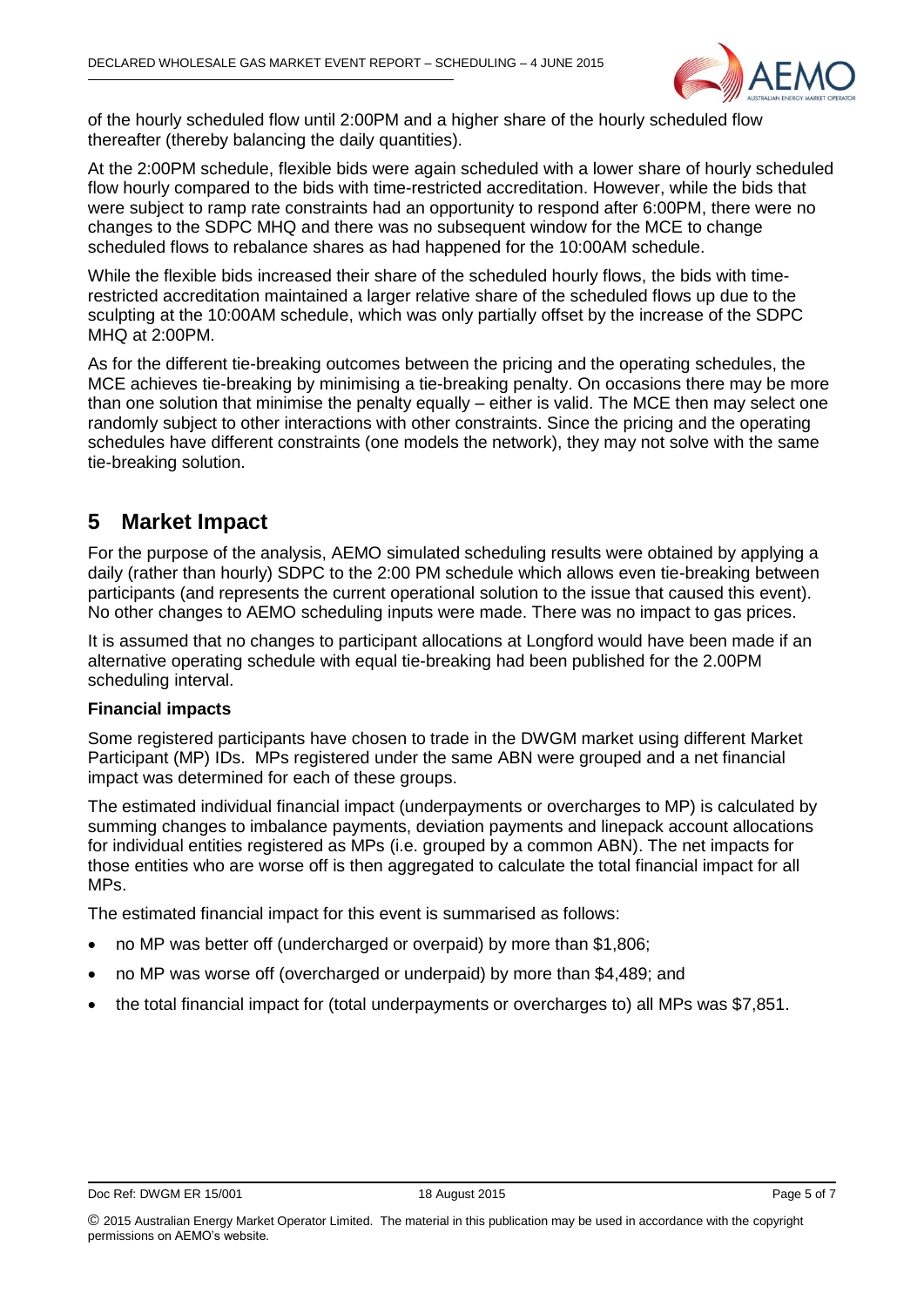of the hourly scheduled flow until 2:00PM and a higher share of the hourly scheduled flow thereafter (thereby balancing the daily quantities).

At the 2:00PM schedule, flexible bids were again scheduled with a lower share of hourly scheduled flow hourly compared to the bids with time-restricted accreditation. However, while the bids that were subject to ramp rate constraints had an opportunity to respond after 6:00PM, there were no changes to the SDPC MHQ and there was no subsequent window for the MCE to change scheduled flows to rebalance shares as had happened for the 10:00AM schedule.

While the flexible bids increased their share of the scheduled hourly flows, the bids with time-restricted accreditation maintained a larger relative share of the scheduled flows up due to the sculpting at the 10:00AM schedule, which was only partially offset by the increase of the SDPC MHQ at 2:00PM.

As for the different tie-breaking outcomes between the pricing and the operating schedules, the MCE achieves tie-breaking by minimising a tie-breaking penalty. On occasions there may be more than one solution that minimise the penalty equally – either is valid. The MCE then may select one randomly subject to other interactions with other constraints. Since the pricing and the operating schedules have different constraints (one models the network), they may not solve with the same tie-breaking solution.

# 5 Market Impact

For the purpose of the analysis, AEMO simulated scheduling results were obtained by applying a daily (rather than hourly) SDPC to the 2:00 PM schedule which allows even tie-breaking between participants (and represents the current operational solution to the issue that caused this event). No other changes to AEMO scheduling inputs were made. There was no impact to gas prices.

It is assumed that no changes to participant allocations at Longford would have been made if an alternative operating schedule with equal tie-breaking had been published for the 2.00PM scheduling interval.

**Financial impacts**

Some registered participants have chosen to trade in the DWGM market using different Market Participant (MP) IDs. MPs registered under the same ABN were grouped and a net financial impact was determined for each of these groups.

The estimated individual financial impact (underpayments or overcharges to MP) is calculated by summing changes to imbalance payments, deviation payments and linepack account allocations for individual entities registered as MPs (i.e. grouped by a common ABN). The net impacts for those entities who are worse off is then aggregated to calculate the total financial impact for all MPs.

The estimated financial impact for this event is summarised as follows:

- no MP was better off (undercharged or overpaid) by more than $1,806;
- no MP was worse off (overcharged or underpaid) by more than $4,489; and
- the total financial impact for (total underpayments or overcharges to) all MPs was $7,851.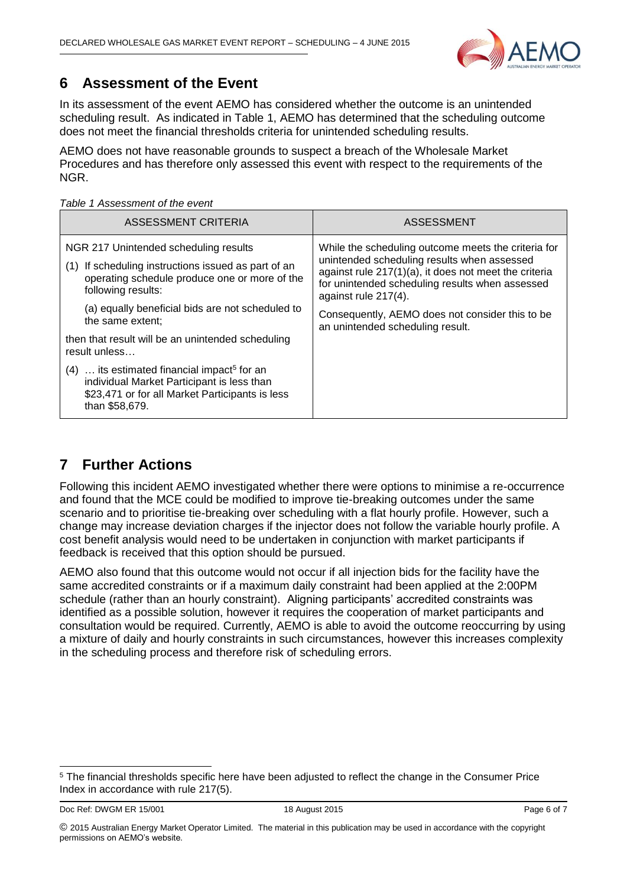## 6 Assessment of the Event

In its assessment of the event AEMO has considered whether the outcome is an unintended scheduling result. As indicated in Table 1, AEMO has determined that the scheduling outcome does not meet the financial thresholds criteria for unintended scheduling results.

AEMO does not have reasonable grounds to suspect a breach of the Wholesale Market Procedures and has therefore only assessed this event with respect to the requirements of the NGR.

*Table 1 Assessment of the event*

| ASSESSMENT CRITERIA | ASSESSMENT |
|---|---|
| NGR 217 Unintended scheduling results<br><br>(1) If scheduling instructions issued as part of an operating schedule produce one or more of the following results:<br><br>(a) equally beneficial bids are not scheduled to the same extent;<br><br>then that result will be an unintended scheduling result unless…<br><br>(4) … its estimated financial impact[5] for an individual Market Participant is less than $23,471 or for all Market Participants is less than $58,679. | While the scheduling outcome meets the criteria for unintended scheduling results when assessed against rule 217(1)(a), it does not meet the criteria for unintended scheduling results when assessed against rule 217(4).<br><br>Consequently, AEMO does not consider this to be an unintended scheduling result. |

## 7 Further Actions

Following this incident AEMO investigated whether there were options to minimise a re-occurrence and found that the MCE could be modified to improve tie-breaking outcomes under the same scenario and to prioritise tie-breaking over scheduling with a flat hourly profile. However, such a change may increase deviation charges if the injector does not follow the variable hourly profile. A cost benefit analysis would need to be undertaken in conjunction with market participants if feedback is received that this option should be pursued.

AEMO also found that this outcome would not occur if all injection bids for the facility have the same accredited constraints or if a maximum daily constraint had been applied at the 2:00PM schedule (rather than an hourly constraint). Aligning participants' accredited constraints was identified as a possible solution, however it requires the cooperation of market participants and consultation would be required. Currently, AEMO is able to avoid the outcome reoccurring by using a mixture of daily and hourly constraints in such circumstances, however this increases complexity in the scheduling process and therefore risk of scheduling errors.

[5] The financial thresholds specific here have been adjusted to reflect the change in the Consumer Price Index in accordance with rule 217(5).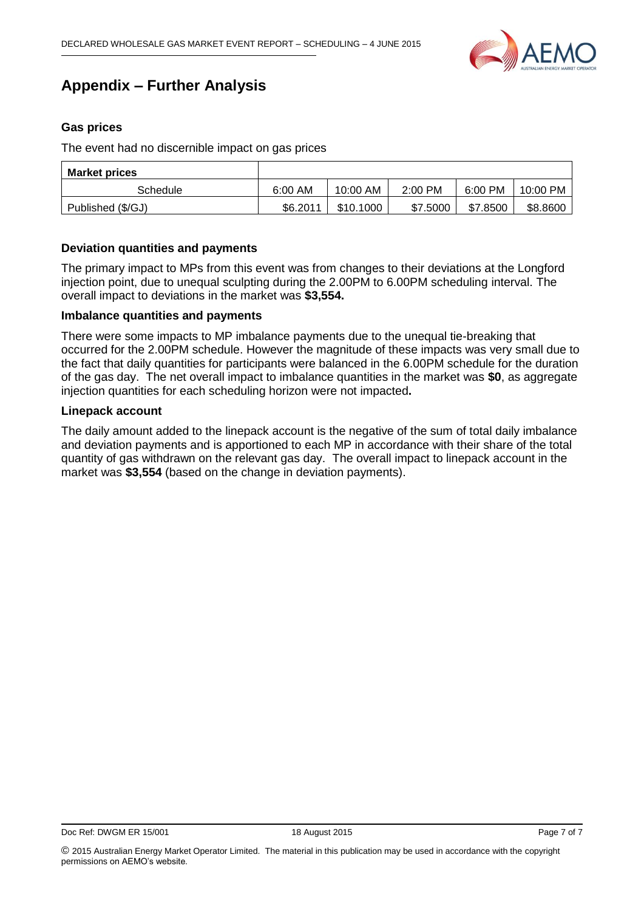## Appendix – Further Analysis

### Gas prices

The event had no discernible impact on gas prices

| Market prices | | | | | |
|---|---|---|---|---|---|
| Schedule | 6:00 AM | 10:00 AM | 2:00 PM | 6:00 PM | 10:00 PM |
| Published ($/GJ) | $6.2011 | $10.1000 | $7.5000 | $7.8500 | $8.8600 |

### Deviation quantities and payments

The primary impact to MPs from this event was from changes to their deviations at the Longford injection point, due to unequal sculpting during the 2.00PM to 6.00PM scheduling interval. The overall impact to deviations in the market was **$3,554.**

### Imbalance quantities and payments

There were some impacts to MP imbalance payments due to the unequal tie-breaking that occurred for the 2.00PM schedule. However the magnitude of these impacts was very small due to the fact that daily quantities for participants were balanced in the 6.00PM schedule for the duration of the gas day. The net overall impact to imbalance quantities in the market was **$0**, as aggregate injection quantities for each scheduling horizon were not impacted**.**

### Linepack account

The daily amount added to the linepack account is the negative of the sum of total daily imbalance and deviation payments and is apportioned to each MP in accordance with their share of the total quantity of gas withdrawn on the relevant gas day. The overall impact to linepack account in the market was **$3,554** (based on the change in deviation payments).

© 2015 Australian Energy Market Operator Limited. The material in this publication may be used in accordance with the copyright permissions on AEMO's website.